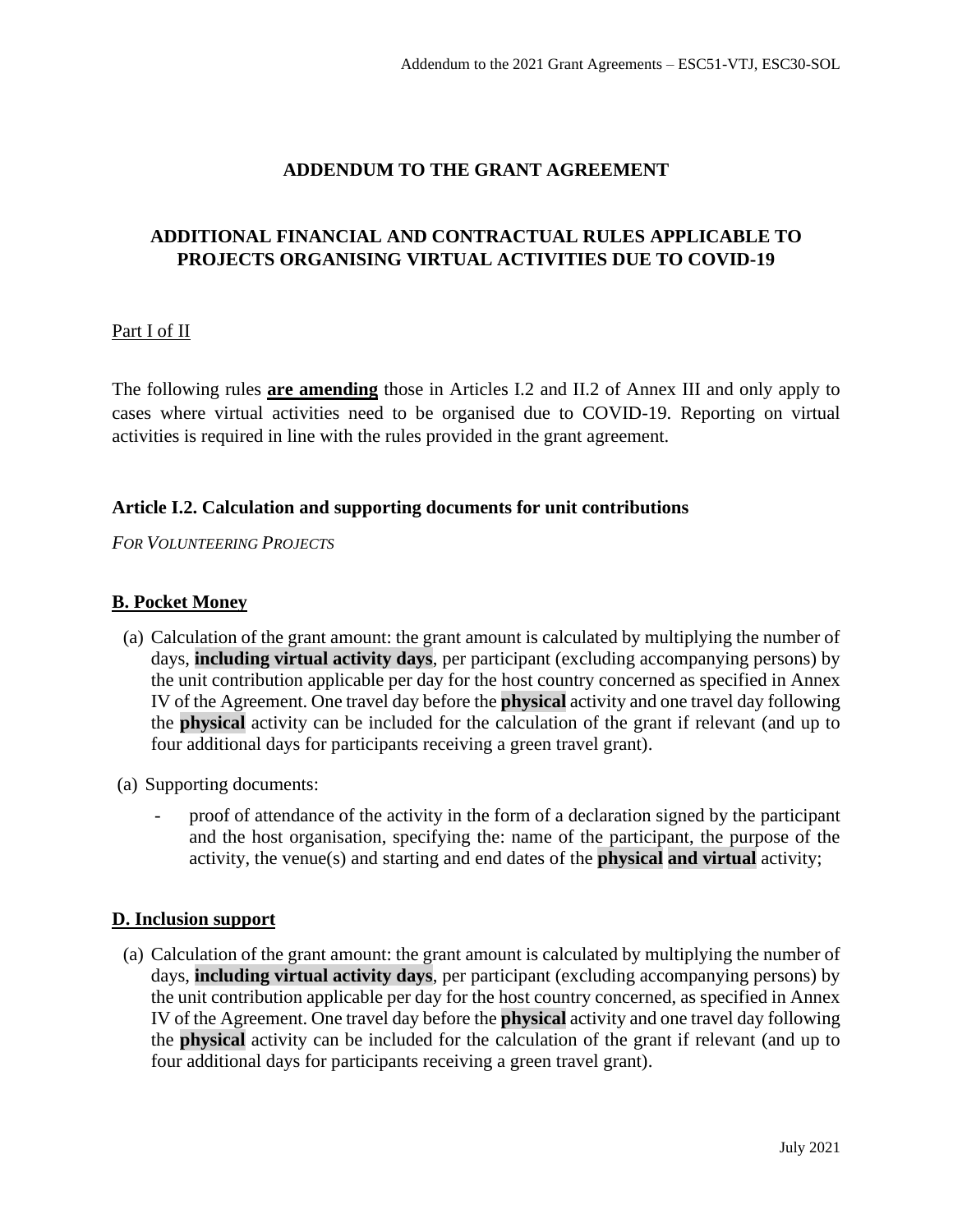# ADDENDUM TO THE GRANT AGREEMENT

## ADDITIONAL FINANCIAL AND CONTRACTUAL RULES APPLICABLE TO PROJECTS ORGANISING VIRTUAL ACTIVITIES DUE TO COVID-19

Part I of II

The following rules **are amending** those in Articles I.2 and II.2 of Annex III and only apply to cases where virtual activities need to be organised due to COVID-19. Reporting on virtual activities is required in line with the rules provided in the grant agreement.

### Article I.2. Calculation and supporting documents for unit contributions

*FOR VOLUNTEERING PROJECTS*

**B. Pocket Money**

(a) Calculation of the grant amount: the grant amount is calculated by multiplying the number of days, **including virtual activity days**, per participant (excluding accompanying persons) by the unit contribution applicable per day for the host country concerned as specified in Annex IV of the Agreement. One travel day before the **physical** activity and one travel day following the **physical** activity can be included for the calculation of the grant if relevant (and up to four additional days for participants receiving a green travel grant).

(a) Supporting documents:

- proof of attendance of the activity in the form of a declaration signed by the participant and the host organisation, specifying the: name of the participant, the purpose of the activity, the venue(s) and starting and end dates of the **physical and virtual** activity;

**D. Inclusion support**

(a) Calculation of the grant amount: the grant amount is calculated by multiplying the number of days, **including virtual activity days**, per participant (excluding accompanying persons) by the unit contribution applicable per day for the host country concerned, as specified in Annex IV of the Agreement. One travel day before the **physical** activity and one travel day following the **physical** activity can be included for the calculation of the grant if relevant (and up to four additional days for participants receiving a green travel grant).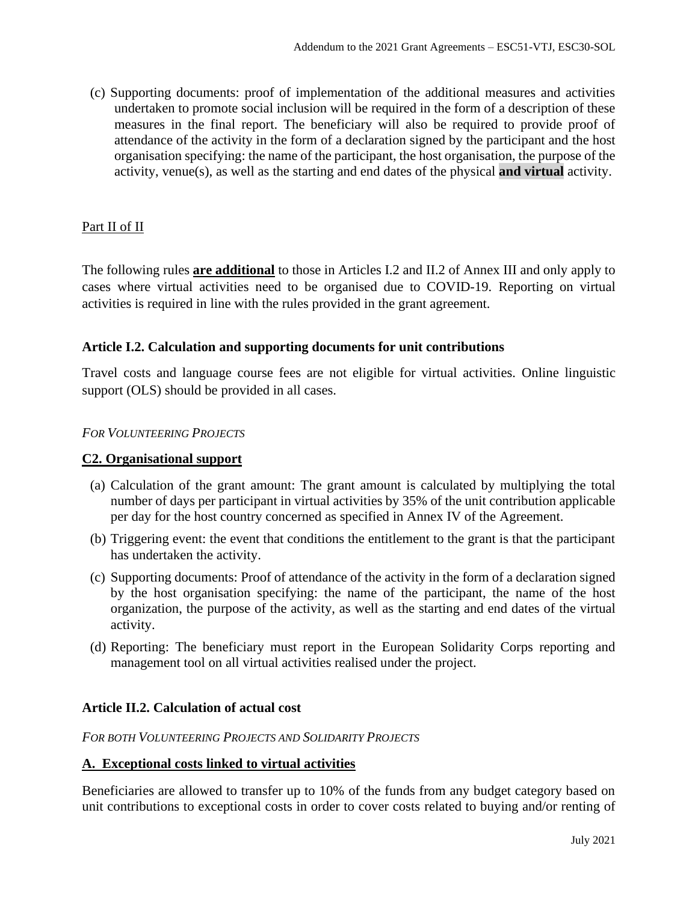(c) Supporting documents: proof of implementation of the additional measures and activities undertaken to promote social inclusion will be required in the form of a description of these measures in the final report. The beneficiary will also be required to provide proof of attendance of the activity in the form of a declaration signed by the participant and the host organisation specifying: the name of the participant, the host organisation, the purpose of the activity, venue(s), as well as the starting and end dates of the physical **and virtual** activity.

Part II of II

The following rules **are additional** to those in Articles I.2 and II.2 of Annex III and only apply to cases where virtual activities need to be organised due to COVID-19. Reporting on virtual activities is required in line with the rules provided in the grant agreement.

### Article I.2. Calculation and supporting documents for unit contributions

Travel costs and language course fees are not eligible for virtual activities. Online linguistic support (OLS) should be provided in all cases.

*FOR VOLUNTEERING PROJECTS*

**C2. Organisational support**

(a) Calculation of the grant amount: The grant amount is calculated by multiplying the total number of days per participant in virtual activities by 35% of the unit contribution applicable per day for the host country concerned as specified in Annex IV of the Agreement.

(b) Triggering event: the event that conditions the entitlement to the grant is that the participant has undertaken the activity.

(c) Supporting documents: Proof of attendance of the activity in the form of a declaration signed by the host organisation specifying: the name of the participant, the name of the host organization, the purpose of the activity, as well as the starting and end dates of the virtual activity.

(d) Reporting: The beneficiary must report in the European Solidarity Corps reporting and management tool on all virtual activities realised under the project.

### Article II.2. Calculation of actual cost

*FOR BOTH VOLUNTEERING PROJECTS AND SOLIDARITY PROJECTS*

**A. Exceptional costs linked to virtual activities**

Beneficiaries are allowed to transfer up to 10% of the funds from any budget category based on unit contributions to exceptional costs in order to cover costs related to buying and/or renting of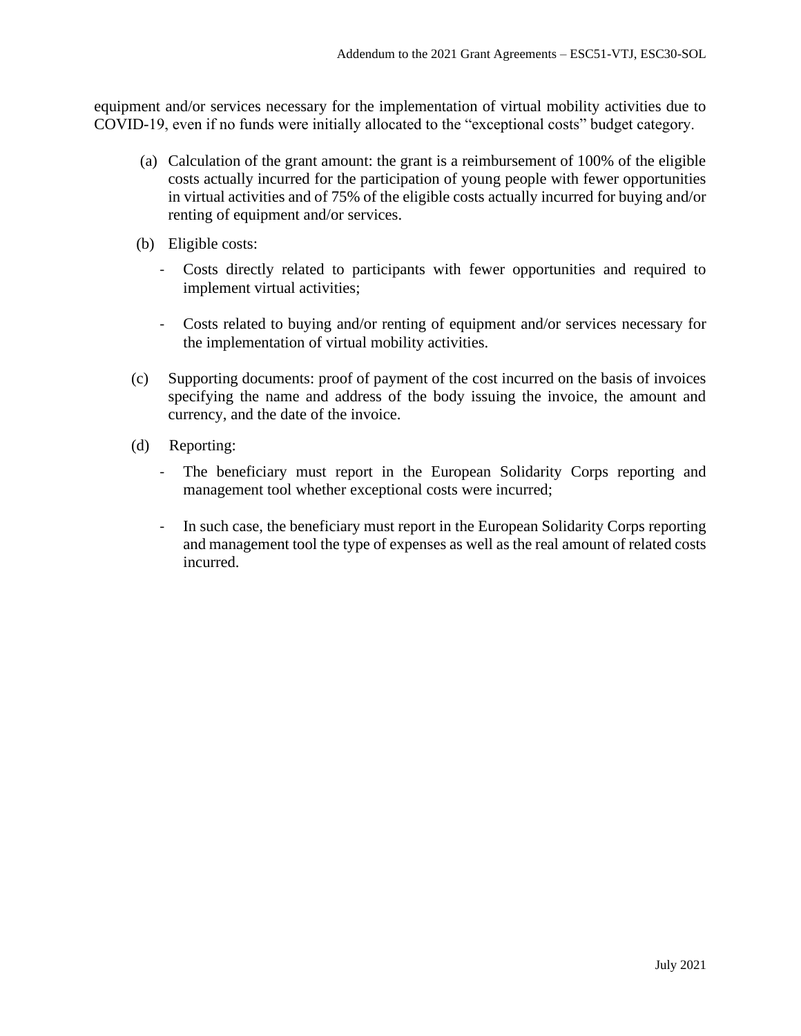equipment and/or services necessary for the implementation of virtual mobility activities due to COVID-19, even if no funds were initially allocated to the "exceptional costs" budget category.

(a) Calculation of the grant amount: the grant is a reimbursement of 100% of the eligible costs actually incurred for the participation of young people with fewer opportunities in virtual activities and of 75% of the eligible costs actually incurred for buying and/or renting of equipment and/or services.

(b) Eligible costs:

- Costs directly related to participants with fewer opportunities and required to implement virtual activities;
- Costs related to buying and/or renting of equipment and/or services necessary for the implementation of virtual mobility activities.

(c) Supporting documents: proof of payment of the cost incurred on the basis of invoices specifying the name and address of the body issuing the invoice, the amount and currency, and the date of the invoice.

(d) Reporting:

- The beneficiary must report in the European Solidarity Corps reporting and management tool whether exceptional costs were incurred;
- In such case, the beneficiary must report in the European Solidarity Corps reporting and management tool the type of expenses as well as the real amount of related costs incurred.